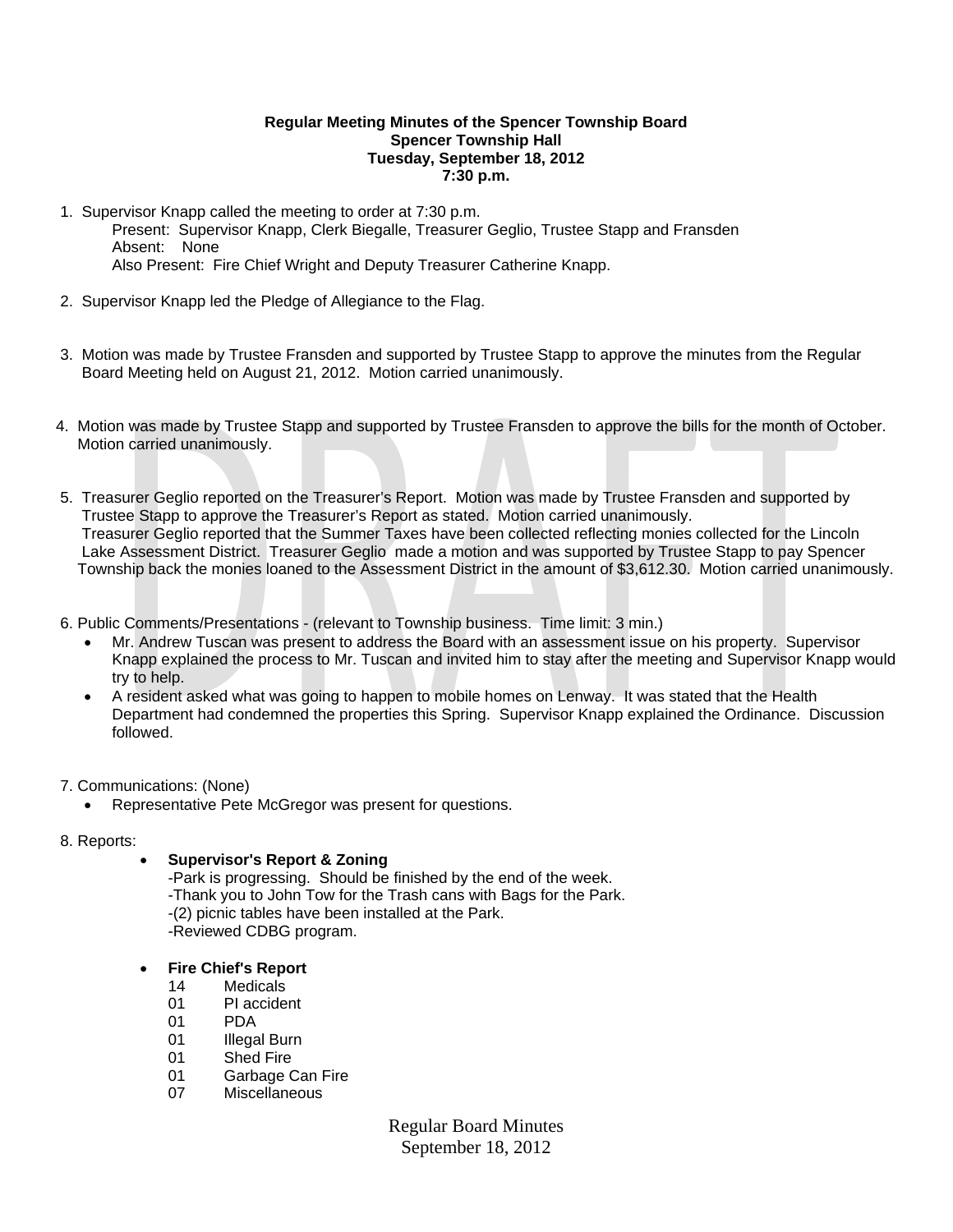**Regular Meeting Minutes of the Spencer Township Board**
**Spencer Township Hall**
**Tuesday, September 18, 2012**
**7:30 p.m.**

1. Supervisor Knapp called the meeting to order at 7:30 p.m.
   Present: Supervisor Knapp, Clerk Biegalle, Treasurer Geglio, Trustee Stapp and Fransden
   Absent: None
   Also Present: Fire Chief Wright and Deputy Treasurer Catherine Knapp.

2. Supervisor Knapp led the Pledge of Allegiance to the Flag.

3. Motion was made by Trustee Fransden and supported by Trustee Stapp to approve the minutes from the Regular Board Meeting held on August 21, 2012. Motion carried unanimously.

4. Motion was made by Trustee Stapp and supported by Trustee Fransden to approve the bills for the month of October. Motion carried unanimously.

5. Treasurer Geglio reported on the Treasurer's Report. Motion was made by Trustee Fransden and supported by Trustee Stapp to approve the Treasurer's Report as stated. Motion carried unanimously.
   Treasurer Geglio reported that the Summer Taxes have been collected reflecting monies collected for the Lincoln Lake Assessment District. Treasurer Geglio made a motion and was supported by Trustee Stapp to pay Spencer Township back the monies loaned to the Assessment District in the amount of $3,612.30. Motion carried unanimously.

6. Public Comments/Presentations - (relevant to Township business. Time limit: 3 min.)
   - Mr. Andrew Tuscan was present to address the Board with an assessment issue on his property. Supervisor Knapp explained the process to Mr. Tuscan and invited him to stay after the meeting and Supervisor Knapp would try to help.
   - A resident asked what was going to happen to mobile homes on Lenway. It was stated that the Health Department had condemned the properties this Spring. Supervisor Knapp explained the Ordinance. Discussion followed.

7. Communications: (None)
   - Representative Pete McGregor was present for questions.

8. Reports:
   - **Supervisor's Report & Zoning**
     -Park is progressing. Should be finished by the end of the week.
     -Thank you to John Tow for the Trash cans with Bags for the Park.
     -(2) picnic tables have been installed at the Park.
     -Reviewed CDBG program.

   - **Fire Chief's Report**
     14 Medicals
     01 PI accident
     01 PDA
     01 Illegal Burn
     01 Shed Fire
     01 Garbage Can Fire
     07 Miscellaneous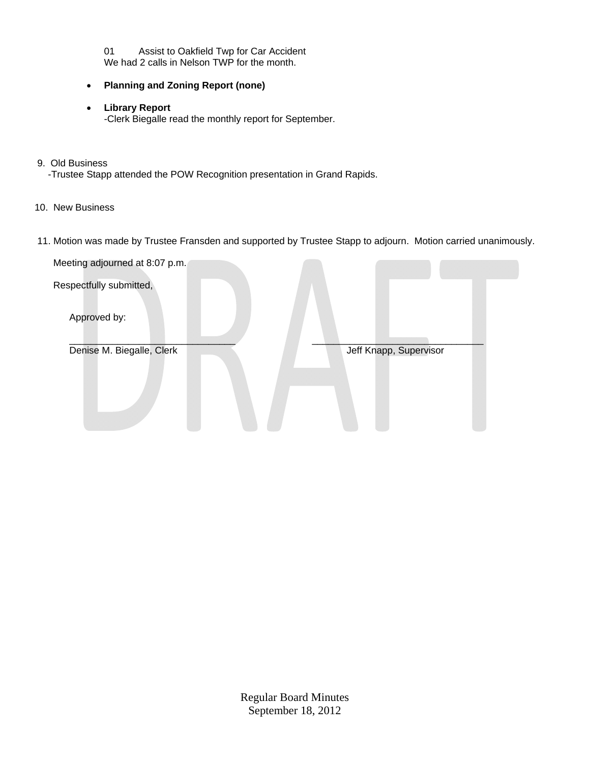01 Assist to Oakfield Twp for Car Accident
We had 2 calls in Nelson TWP for the month.

- **Planning and Zoning Report (none)**

- **Library Report**
  -Clerk Biegalle read the monthly report for September.

9. Old Business
   -Trustee Stapp attended the POW Recognition presentation in Grand Rapids.

10. New Business

11. Motion was made by Trustee Fransden and supported by Trustee Stapp to adjourn. Motion carried unanimously.

Meeting adjourned at 8:07 p.m.

Respectfully submitted,

Approved by:

_______________________________ _______________________________
Denise M. Biegalle, Clerk Jeff Knapp, Supervisor

DRAFT

Regular Board Minutes
September 18, 2012